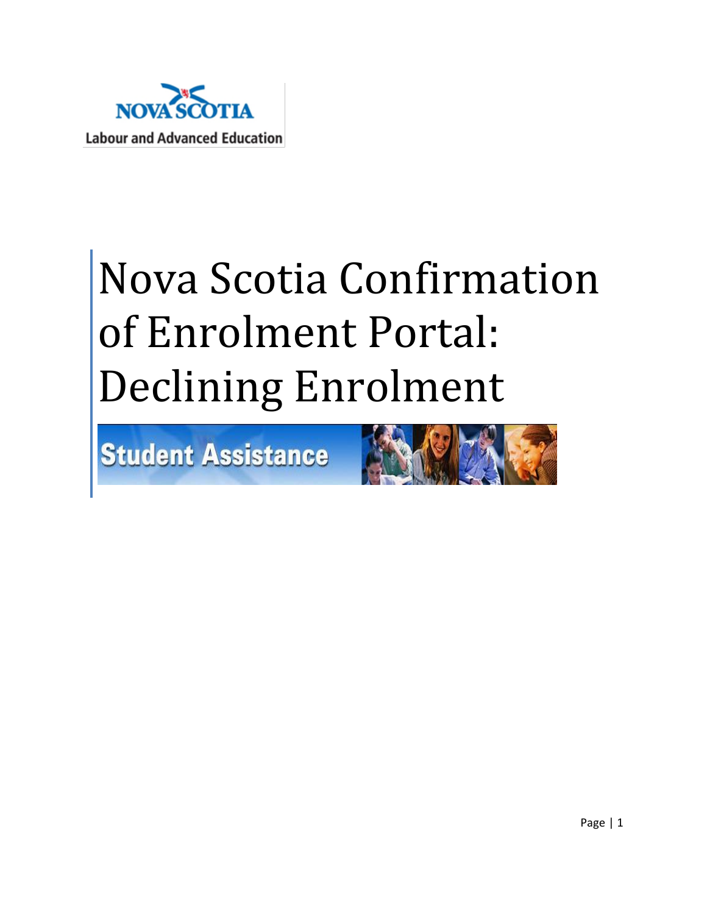NOVA SCOTIA

Labour and Advanced Education

# Nova Scotia Confirmation of Enrolment Portal: Declining Enrolment

Student Assistance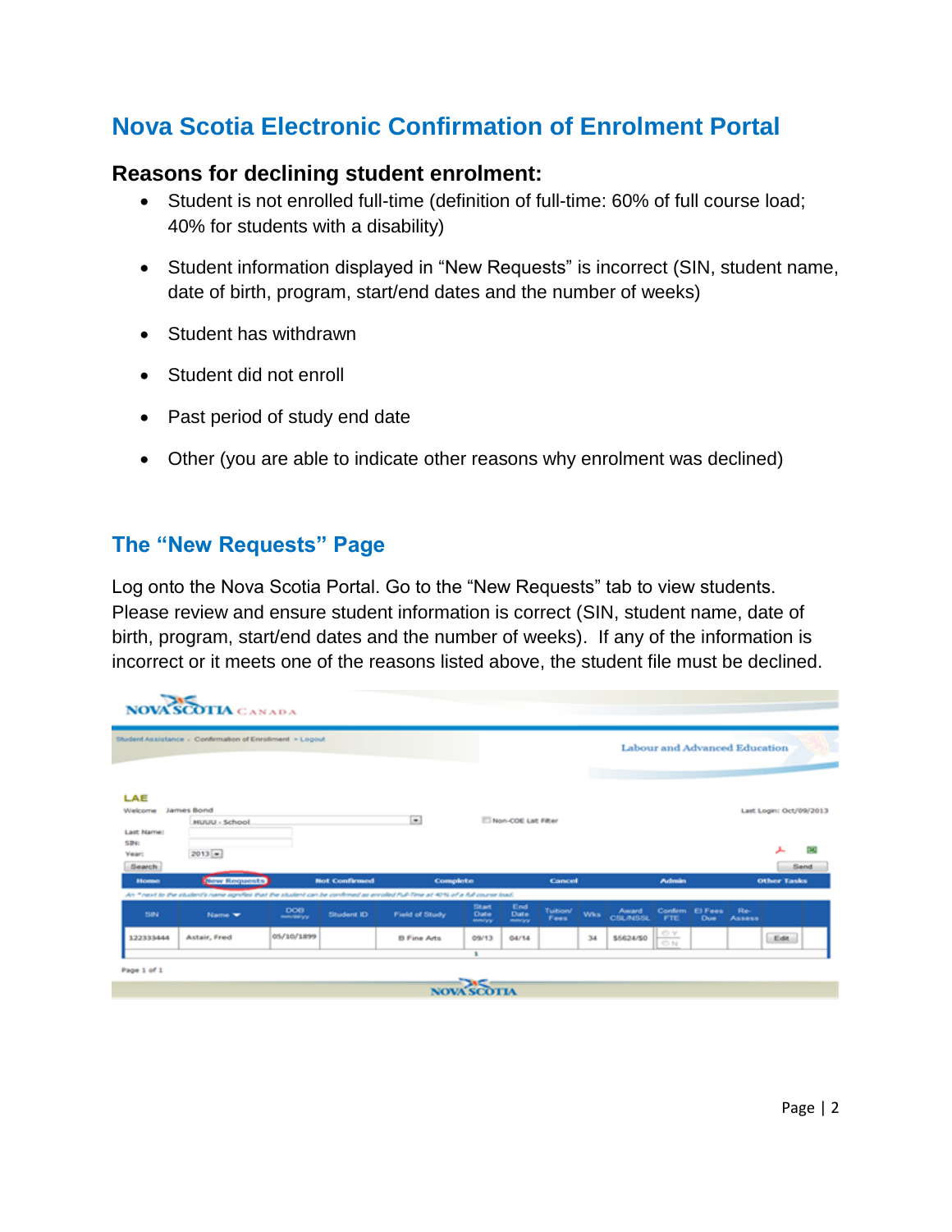# Nova Scotia Electronic Confirmation of Enrolment Portal

## Reasons for declining student enrolment:

- Student is not enrolled full-time (definition of full-time: 60% of full course load; 40% for students with a disability)
- Student information displayed in "New Requests" is incorrect (SIN, student name, date of birth, program, start/end dates and the number of weeks)
- Student has withdrawn
- Student did not enroll
- Past period of study end date
- Other (you are able to indicate other reasons why enrolment was declined)

## The "New Requests" Page

Log onto the Nova Scotia Portal. Go to the "New Requests" tab to view students. Please review and ensure student information is correct (SIN, student name, date of birth, program, start/end dates and the number of weeks). If any of the information is incorrect or it meets one of the reasons listed above, the student file must be declined.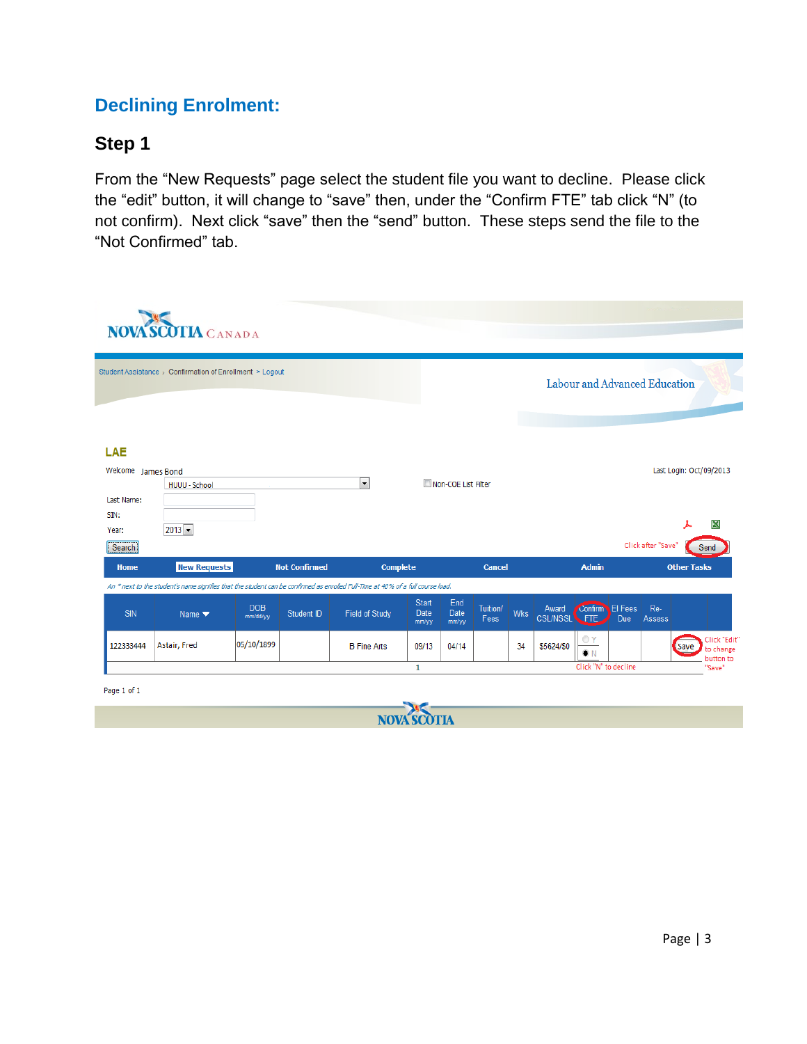## Declining Enrolment:

### Step 1

From the “New Requests” page select the student file you want to decline. Please click the “edit” button, it will change to “save” then, under the “Confirm FTE” tab click “N” (to not confirm). Next click “save” then the “send” button. These steps send the file to the “Not Confirmed” tab.

NOVA SCOTIA CANADA

Student Assistance › Confirmation of Enrollment > Logout

Labour and Advanced Education

LAE

Welcome James Bond

HUUU - School

Non-COE List Filter

Last Login: Oct/09/2013

Last Name:

SIN:

Year: 2013

Search

Click after "Save" Send

Home | New Requests | Not Confirmed | Complete | Cancel | Admin | Other Tasks

An * next to the student's name signifies that the student can be confirmed as enrolled Full-Time at 40% of a full course load.

| SIN | Name | DOB mm/dd/yy | Student ID | Field of Study | Start Date mm/yy | End Date mm/yy | Tuition/ Fees | Wks | Award CSL/NSSL | Confirm FTE | EI Fees Due | Re-Assess | |
|---|---|---|---|---|---|---|---|---|---|---|---|---|---|
| 122333444 | Astair, Fred | 05/10/1899 | | B Fine Arts | 09/13 | 04/14 | | 34 | $5624/$0 | Y / N | | | Save |

Click "N" to decline

Click "Edit" to change button to "Save"

1

Page 1 of 1

NOVA SCOTIA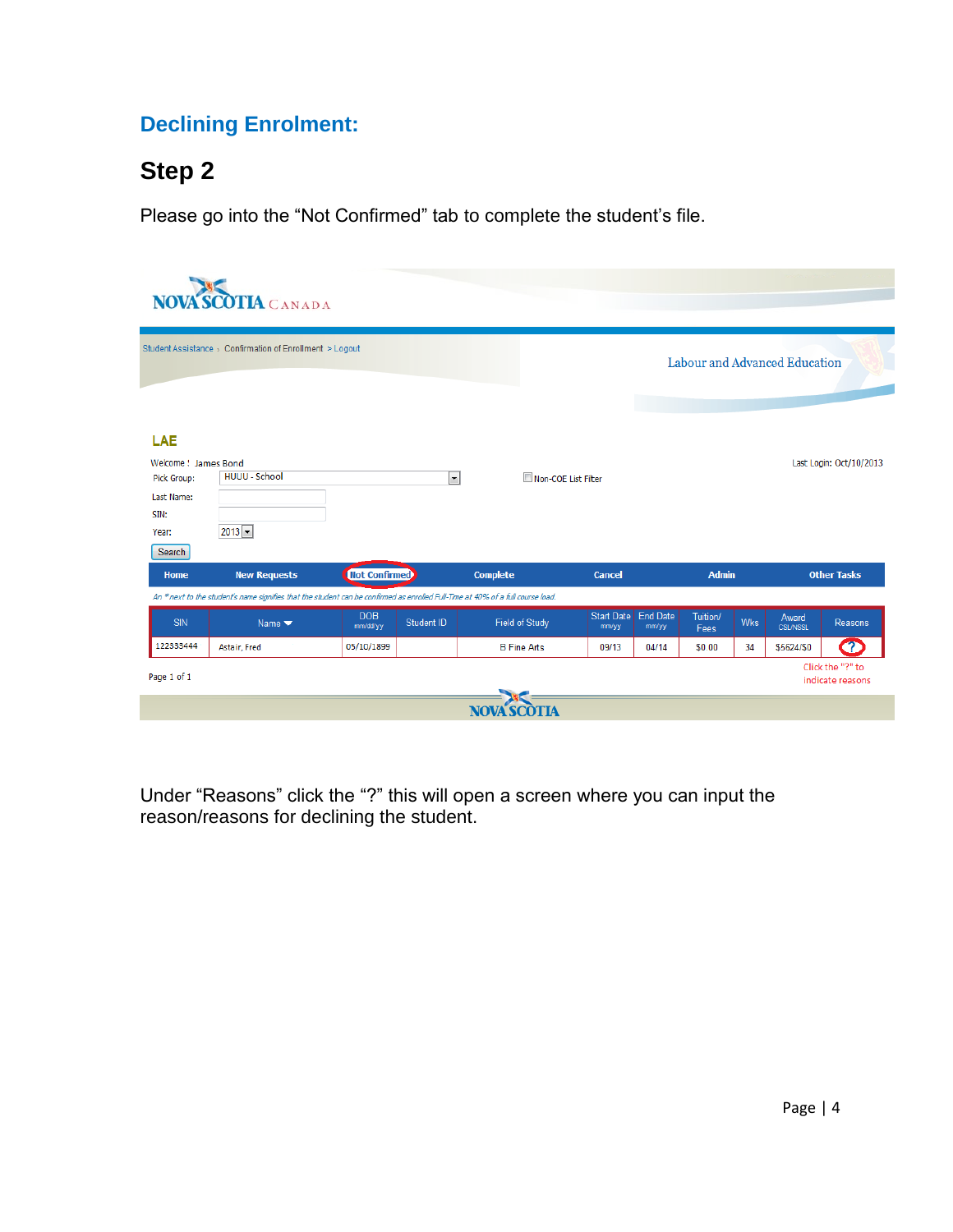## Declining Enrolment:

# Step 2

Please go into the "Not Confirmed" tab to complete the student's file.

NOVA SCOTIA CANADA

Student Assistance › Confirmation of Enrollment > Logout

Labour and Advanced Education

LAE

Welcome ! James Bond

Last Login: Oct/10/2013

Pick Group: HUUU - School

Non-COE List Filter

Last Name:

SIN:

Year: 2013

Search

Home | New Requests | Not Confirmed | Complete | Cancel | Admin | Other Tasks

*An \* next to the student's name signifies that the student can be confirmed as enrolled Full-Time at 40% of a full course load.*

| SIN | Name | DOB mm/dd/yy | Student ID | Field of Study | Start Date mm/yy | End Date mm/yy | Tuition/ Fees | Wks | Award CSL/NSSL | Reasons |
|---|---|---|---|---|---|---|---|---|---|---|
| 122333444 | Astair, Fred | 05/10/1899 | | B Fine Arts | 09/13 | 04/14 | $0.00 | 34 | $5624/$0 | ? |

Page 1 of 1

Click the "?" to indicate reasons

NOVA SCOTIA

Under "Reasons" click the "?" this will open a screen where you can input the reason/reasons for declining the student.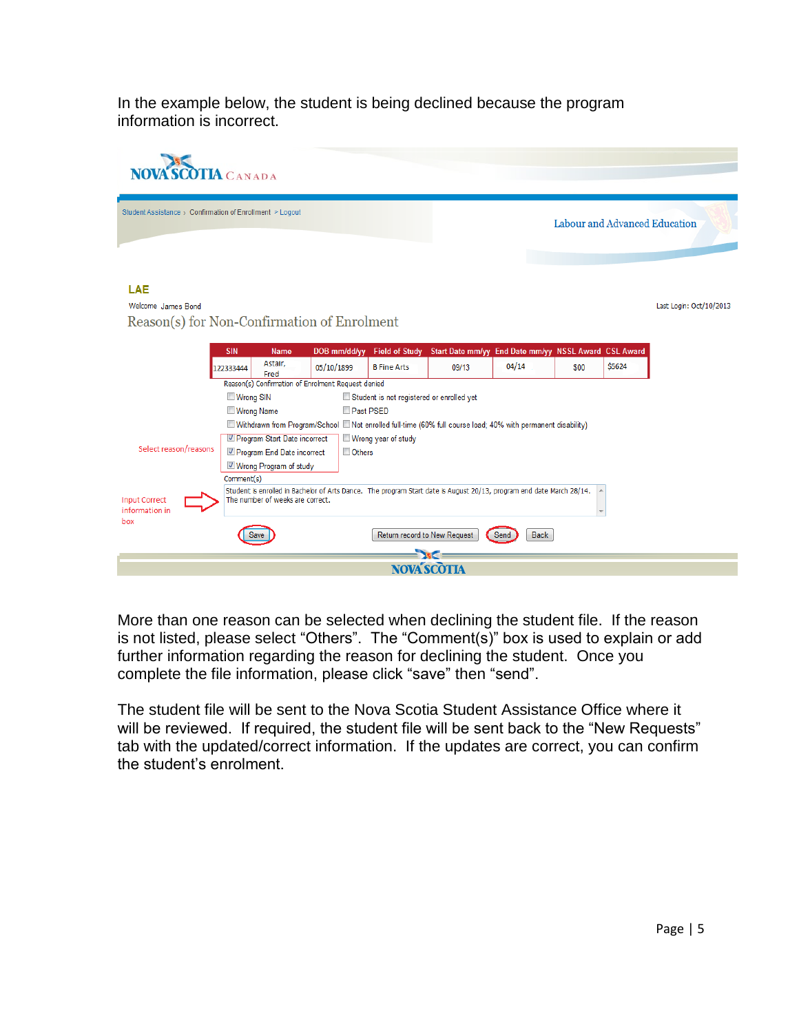In the example below, the student is being declined because the program information is incorrect.

NOVA SCOTIA CANADA

Student Assistance › Confirmation of Enrollment > Logout

Labour and Advanced Education

**LAE**

Welcome James Bond

Last Login: Oct/10/2013

Reason(s) for Non-Confirmation of Enrolment

| SIN | Name | DOB mm/dd/yy | Field of Study | Start Date mm/yy | End Date mm/yy | NSSL Award | CSL Award |
|---|---|---|---|---|---|---|---|
| 122333444 | Astair, Fred | 05/10/1899 | B Fine Arts | 09/13 | 04/14 | $00 | $5624 |

Reason(s) Confirmation of Enrolment Request denied

Select reason/reasons

- [ ] Wrong SIN
- [ ] Wrong Name
- [ ] Withdrawn from Program/School
- [x] Program Start Date incorrect
- [x] Program End Date incorrect
- [x] Wrong Program of study
- [ ] Student is not registered or enrolled yet
- [ ] Past PSED
- [ ] Not enrolled full-time (60% full course load; 40% with permanent disability)
- [ ] Wrong year of study
- [ ] Others

Comment(s)

Input Correct information in box

Student is enrolled in Bachelor of Arts Dance. The program Start date is August 20/13, program end date March 28/14. The number of weeks are correct.

Save | Return record to New Request | Send | Back

NOVA SCOTIA

More than one reason can be selected when declining the student file. If the reason is not listed, please select "Others". The "Comment(s)" box is used to explain or add further information regarding the reason for declining the student. Once you complete the file information, please click "save" then "send".

The student file will be sent to the Nova Scotia Student Assistance Office where it will be reviewed. If required, the student file will be sent back to the "New Requests" tab with the updated/correct information. If the updates are correct, you can confirm the student's enrolment.